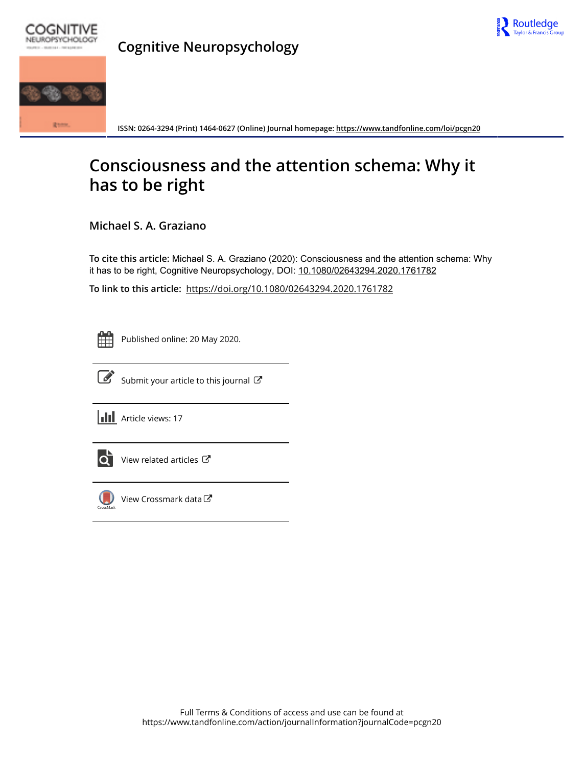# Cognitive Neuropsychology

ISSN: 0264-3294 (Print) 1464-0627 (Online) Journal homepage: https://www.tandfonline.com/loi/pcgn20

# Consciousness and the attention schema: Why it has to be right

**Michael S. A. Graziano**

**To cite this article:** Michael S. A. Graziano (2020): Consciousness and the attention schema: Why it has to be right, Cognitive Neuropsychology, DOI: 10.1080/02643294.2020.1761782

**To link to this article:** https://doi.org/10.1080/02643294.2020.1761782

Published online: 20 May 2020.

Submit your article to this journal

Article views: 17

View related articles

View Crossmark data

Full Terms & Conditions of access and use can be found at
https://www.tandfonline.com/action/journalInformation?journalCode=pcgn20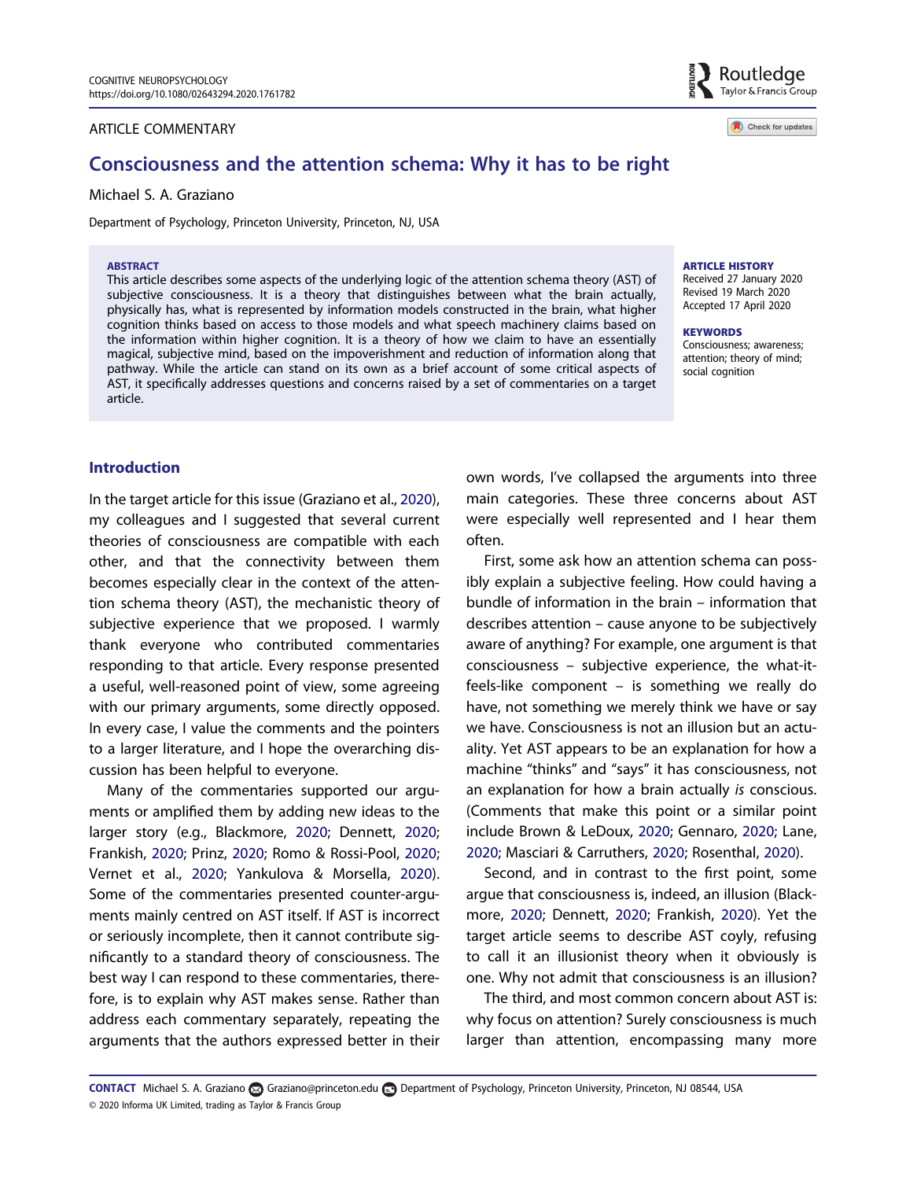COGNITIVE NEUROPSYCHOLOGY
https://doi.org/10.1080/02643294.2020.1761782

ARTICLE COMMENTARY

# Consciousness and the attention schema: Why it has to be right

Michael S. A. Graziano

Department of Psychology, Princeton University, Princeton, NJ, USA

**ABSTRACT**

This article describes some aspects of the underlying logic of the attention schema theory (AST) of subjective consciousness. It is a theory that distinguishes between what the brain actually, physically has, what is represented by information models constructed in the brain, what higher cognition thinks based on access to those models and what speech machinery claims based on the information within higher cognition. It is a theory of how we claim to have an essentially magical, subjective mind, based on the impoverishment and reduction of information along that pathway. While the article can stand on its own as a brief account of some critical aspects of AST, it specifically addresses questions and concerns raised by a set of commentaries on a target article.

**ARTICLE HISTORY**

Received 27 January 2020
Revised 19 March 2020
Accepted 17 April 2020

**KEYWORDS**

Consciousness; awareness; attention; theory of mind; social cognition

## Introduction

In the target article for this issue (Graziano et al., 2020), my colleagues and I suggested that several current theories of consciousness are compatible with each other, and that the connectivity between them becomes especially clear in the context of the attention schema theory (AST), the mechanistic theory of subjective experience that we proposed. I warmly thank everyone who contributed commentaries responding to that article. Every response presented a useful, well-reasoned point of view, some agreeing with our primary arguments, some directly opposed. In every case, I value the comments and the pointers to a larger literature, and I hope the overarching discussion has been helpful to everyone.

Many of the commentaries supported our arguments or amplified them by adding new ideas to the larger story (e.g., Blackmore, 2020; Dennett, 2020; Frankish, 2020; Prinz, 2020; Romo & Rossi-Pool, 2020; Vernet et al., 2020; Yankulova & Morsella, 2020). Some of the commentaries presented counter-arguments mainly centred on AST itself. If AST is incorrect or seriously incomplete, then it cannot contribute significantly to a standard theory of consciousness. The best way I can respond to these commentaries, therefore, is to explain why AST makes sense. Rather than address each commentary separately, repeating the arguments that the authors expressed better in their own words, I've collapsed the arguments into three main categories. These three concerns about AST were especially well represented and I hear them often.

First, some ask how an attention schema can possibly explain a subjective feeling. How could having a bundle of information in the brain – information that describes attention – cause anyone to be subjectively aware of anything? For example, one argument is that consciousness – subjective experience, the what-it-feels-like component – is something we really do have, not something we merely think we have or say we have. Consciousness is not an illusion but an actuality. Yet AST appears to be an explanation for how a machine "thinks" and "says" it has consciousness, not an explanation for how a brain actually *is* conscious. (Comments that make this point or a similar point include Brown & LeDoux, 2020; Gennaro, 2020; Lane, 2020; Masciari & Carruthers, 2020; Rosenthal, 2020).

Second, and in contrast to the first point, some argue that consciousness is, indeed, an illusion (Blackmore, 2020; Dennett, 2020; Frankish, 2020). Yet the target article seems to describe AST coyly, refusing to call it an illusionist theory when it obviously is one. Why not admit that consciousness is an illusion?

The third, and most common concern about AST is: why focus on attention? Surely consciousness is much larger than attention, encompassing many more

**CONTACT** Michael S. A. Graziano Graziano@princeton.edu Department of Psychology, Princeton University, Princeton, NJ 08544, USA
© 2020 Informa UK Limited, trading as Taylor & Francis Group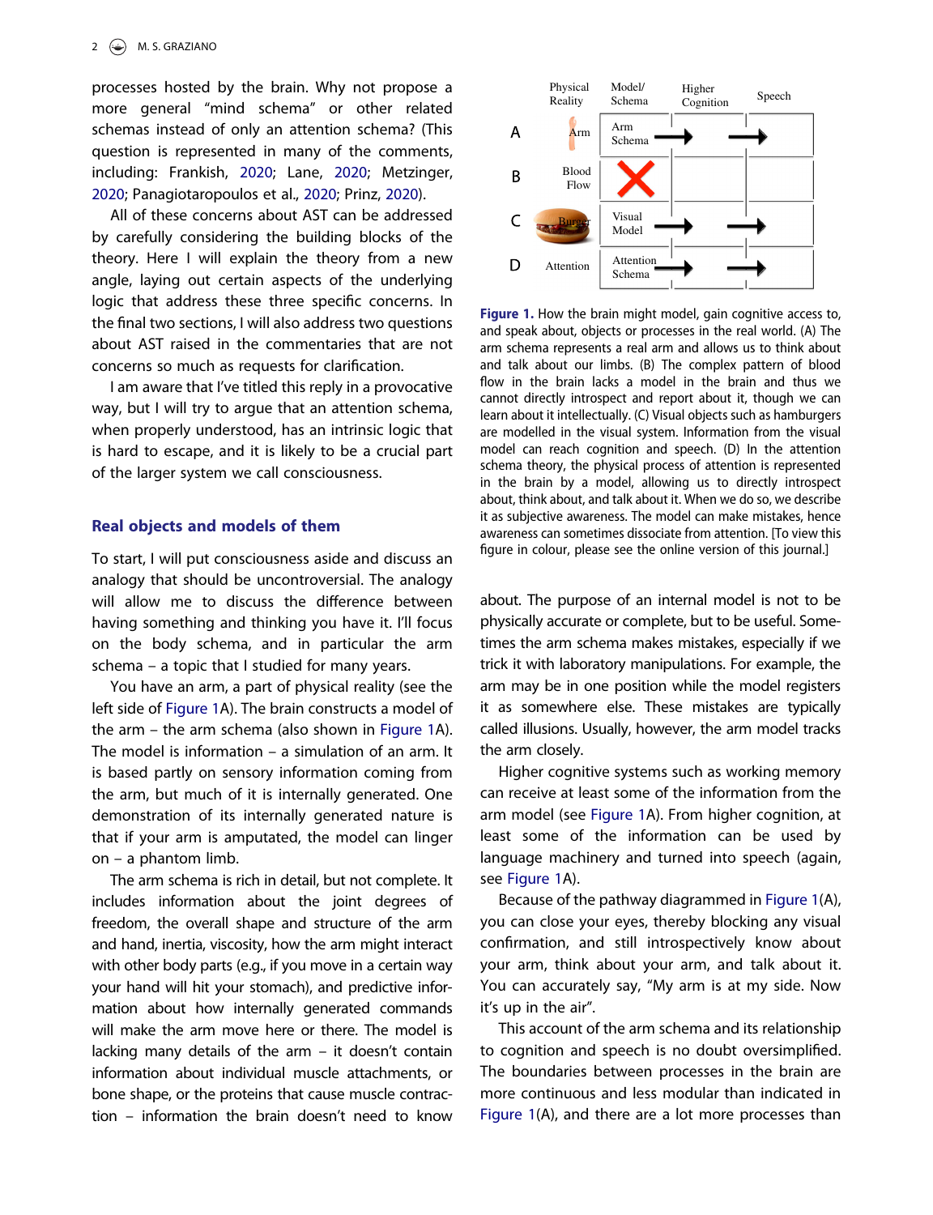processes hosted by the brain. Why not propose a more general "mind schema" or other related schemas instead of only an attention schema? (This question is represented in many of the comments, including: Frankish, 2020; Lane, 2020; Metzinger, 2020; Panagiotaropoulos et al., 2020; Prinz, 2020).

All of these concerns about AST can be addressed by carefully considering the building blocks of the theory. Here I will explain the theory from a new angle, laying out certain aspects of the underlying logic that address these three specific concerns. In the final two sections, I will also address two questions about AST raised in the commentaries that are not concerns so much as requests for clarification.

I am aware that I've titled this reply in a provocative way, but I will try to argue that an attention schema, when properly understood, has an intrinsic logic that is hard to escape, and it is likely to be a crucial part of the larger system we call consciousness.

## Real objects and models of them

To start, I will put consciousness aside and discuss an analogy that should be uncontroversial. The analogy will allow me to discuss the difference between having something and thinking you have it. I'll focus on the body schema, and in particular the arm schema – a topic that I studied for many years.

You have an arm, a part of physical reality (see the left side of Figure 1A). The brain constructs a model of the arm – the arm schema (also shown in Figure 1A). The model is information – a simulation of an arm. It is based partly on sensory information coming from the arm, but much of it is internally generated. One demonstration of its internally generated nature is that if your arm is amputated, the model can linger on – a phantom limb.

The arm schema is rich in detail, but not complete. It includes information about the joint degrees of freedom, the overall shape and structure of the arm and hand, inertia, viscosity, how the arm might interact with other body parts (e.g., if you move in a certain way your hand will hit your stomach), and predictive information about how internally generated commands will make the arm move here or there. The model is lacking many details of the arm – it doesn't contain information about individual muscle attachments, or bone shape, or the proteins that cause muscle contraction – information the brain doesn't need to know about. The purpose of an internal model is not to be physically accurate or complete, but to be useful. Sometimes the arm schema makes mistakes, especially if we trick it with laboratory manipulations. For example, the arm may be in one position while the model registers it as somewhere else. These mistakes are typically called illusions. Usually, however, the arm model tracks the arm closely.

| | Physical Reality | Model/ Schema | Higher Cognition | Speech |
|---|---|---|---|---|
| A | Arm | Arm Schema | → | → |
| B | Blood Flow | ✗ | | |
| C | Burger | Visual Model | → | → |
| D | Attention | Attention Schema | → | → |

**Figure 1.** How the brain might model, gain cognitive access to, and speak about, objects or processes in the real world. (A) The arm schema represents a real arm and allows us to think about and talk about our limbs. (B) The complex pattern of blood flow in the brain lacks a model in the brain and thus we cannot directly introspect and report about it, though we can learn about it intellectually. (C) Visual objects such as hamburgers are modelled in the visual system. Information from the visual model can reach cognition and speech. (D) In the attention schema theory, the physical process of attention is represented in the brain by a model, allowing us to directly introspect about, think about, and talk about it. When we do so, we describe it as subjective awareness. The model can make mistakes, hence awareness can sometimes dissociate from attention. [To view this figure in colour, please see the online version of this journal.]

Higher cognitive systems such as working memory can receive at least some of the information from the arm model (see Figure 1A). From higher cognition, at least some of the information can be used by language machinery and turned into speech (again, see Figure 1A).

Because of the pathway diagrammed in Figure 1(A), you can close your eyes, thereby blocking any visual confirmation, and still introspectively know about your arm, think about your arm, and talk about it. You can accurately say, "My arm is at my side. Now it's up in the air".

This account of the arm schema and its relationship to cognition and speech is no doubt oversimplified. The boundaries between processes in the brain are more continuous and less modular than indicated in Figure 1(A), and there are a lot more processes than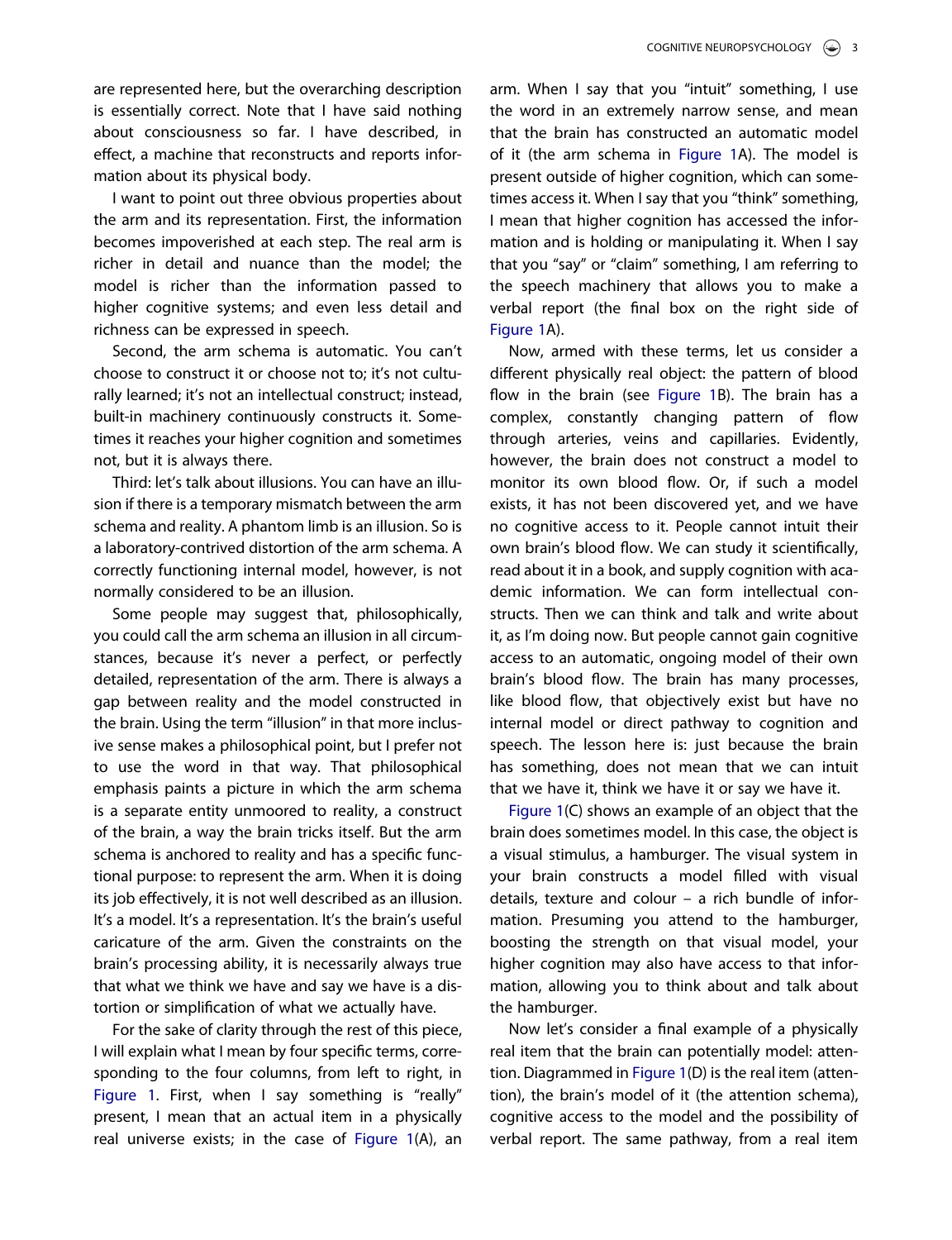are represented here, but the overarching description is essentially correct. Note that I have said nothing about consciousness so far. I have described, in effect, a machine that reconstructs and reports information about its physical body.

I want to point out three obvious properties about the arm and its representation. First, the information becomes impoverished at each step. The real arm is richer in detail and nuance than the model; the model is richer than the information passed to higher cognitive systems; and even less detail and richness can be expressed in speech.

Second, the arm schema is automatic. You can't choose to construct it or choose not to; it's not culturally learned; it's not an intellectual construct; instead, built-in machinery continuously constructs it. Sometimes it reaches your higher cognition and sometimes not, but it is always there.

Third: let's talk about illusions. You can have an illusion if there is a temporary mismatch between the arm schema and reality. A phantom limb is an illusion. So is a laboratory-contrived distortion of the arm schema. A correctly functioning internal model, however, is not normally considered to be an illusion.

Some people may suggest that, philosophically, you could call the arm schema an illusion in all circumstances, because it's never a perfect, or perfectly detailed, representation of the arm. There is always a gap between reality and the model constructed in the brain. Using the term "illusion" in that more inclusive sense makes a philosophical point, but I prefer not to use the word in that way. That philosophical emphasis paints a picture in which the arm schema is a separate entity unmoored to reality, a construct of the brain, a way the brain tricks itself. But the arm schema is anchored to reality and has a specific functional purpose: to represent the arm. When it is doing its job effectively, it is not well described as an illusion. It's a model. It's a representation. It's the brain's useful caricature of the arm. Given the constraints on the brain's processing ability, it is necessarily always true that what we think we have and say we have is a distortion or simplification of what we actually have.

For the sake of clarity through the rest of this piece, I will explain what I mean by four specific terms, corresponding to the four columns, from left to right, in Figure 1. First, when I say something is "really" present, I mean that an actual item in a physically real universe exists; in the case of Figure 1(A), an arm. When I say that you "intuit" something, I use the word in an extremely narrow sense, and mean that the brain has constructed an automatic model of it (the arm schema in Figure 1A). The model is present outside of higher cognition, which can sometimes access it. When I say that you "think" something, I mean that higher cognition has accessed the information and is holding or manipulating it. When I say that you "say" or "claim" something, I am referring to the speech machinery that allows you to make a verbal report (the final box on the right side of Figure 1A).

Now, armed with these terms, let us consider a different physically real object: the pattern of blood flow in the brain (see Figure 1B). The brain has a complex, constantly changing pattern of flow through arteries, veins and capillaries. Evidently, however, the brain does not construct a model to monitor its own blood flow. Or, if such a model exists, it has not been discovered yet, and we have no cognitive access to it. People cannot intuit their own brain's blood flow. We can study it scientifically, read about it in a book, and supply cognition with academic information. We can form intellectual constructs. Then we can think and talk and write about it, as I'm doing now. But people cannot gain cognitive access to an automatic, ongoing model of their own brain's blood flow. The brain has many processes, like blood flow, that objectively exist but have no internal model or direct pathway to cognition and speech. The lesson here is: just because the brain has something, does not mean that we can intuit that we have it, think we have it or say we have it.

Figure 1(C) shows an example of an object that the brain does sometimes model. In this case, the object is a visual stimulus, a hamburger. The visual system in your brain constructs a model filled with visual details, texture and colour – a rich bundle of information. Presuming you attend to the hamburger, boosting the strength on that visual model, your higher cognition may also have access to that information, allowing you to think about and talk about the hamburger.

Now let's consider a final example of a physically real item that the brain can potentially model: attention. Diagrammed in Figure 1(D) is the real item (attention), the brain's model of it (the attention schema), cognitive access to the model and the possibility of verbal report. The same pathway, from a real item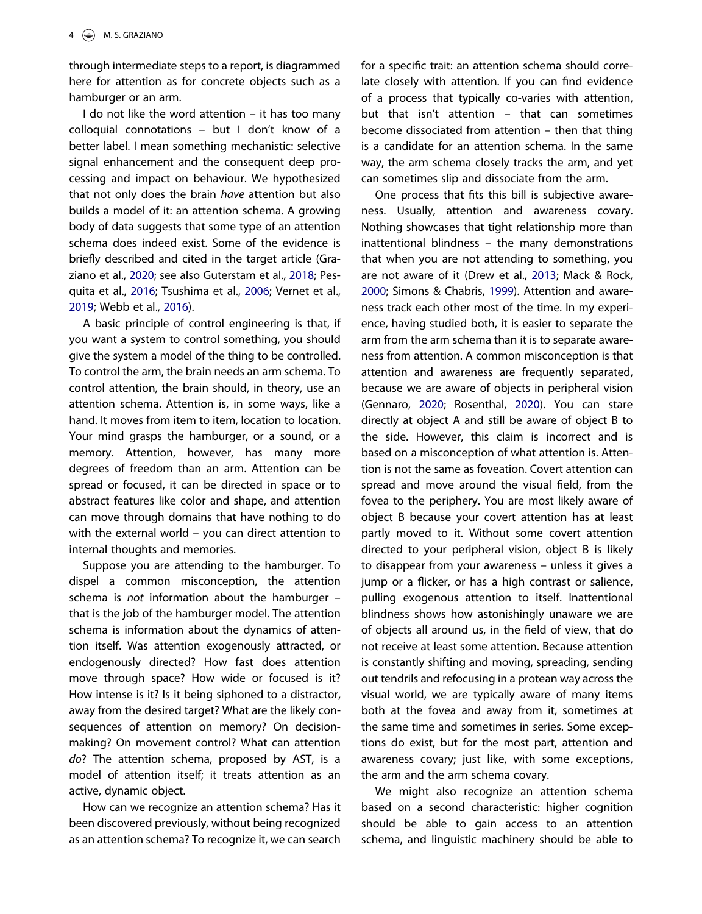through intermediate steps to a report, is diagrammed here for attention as for concrete objects such as a hamburger or an arm.

I do not like the word attention – it has too many colloquial connotations – but I don't know of a better label. I mean something mechanistic: selective signal enhancement and the consequent deep processing and impact on behaviour. We hypothesized that not only does the brain *have* attention but also builds a model of it: an attention schema. A growing body of data suggests that some type of an attention schema does indeed exist. Some of the evidence is briefly described and cited in the target article (Graziano et al., 2020; see also Guterstam et al., 2018; Pesquita et al., 2016; Tsushima et al., 2006; Vernet et al., 2019; Webb et al., 2016).

A basic principle of control engineering is that, if you want a system to control something, you should give the system a model of the thing to be controlled. To control the arm, the brain needs an arm schema. To control attention, the brain should, in theory, use an attention schema. Attention is, in some ways, like a hand. It moves from item to item, location to location. Your mind grasps the hamburger, or a sound, or a memory. Attention, however, has many more degrees of freedom than an arm. Attention can be spread or focused, it can be directed in space or to abstract features like color and shape, and attention can move through domains that have nothing to do with the external world – you can direct attention to internal thoughts and memories.

Suppose you are attending to the hamburger. To dispel a common misconception, the attention schema is *not* information about the hamburger – that is the job of the hamburger model. The attention schema is information about the dynamics of attention itself. Was attention exogenously attracted, or endogenously directed? How fast does attention move through space? How wide or focused is it? How intense is it? Is it being siphoned to a distractor, away from the desired target? What are the likely consequences of attention on memory? On decision-making? On movement control? What can attention *do*? The attention schema, proposed by AST, is a model of attention itself; it treats attention as an active, dynamic object.

How can we recognize an attention schema? Has it been discovered previously, without being recognized as an attention schema? To recognize it, we can search for a specific trait: an attention schema should correlate closely with attention. If you can find evidence of a process that typically co-varies with attention, but that isn't attention – that can sometimes become dissociated from attention – then that thing is a candidate for an attention schema. In the same way, the arm schema closely tracks the arm, and yet can sometimes slip and dissociate from the arm.

One process that fits this bill is subjective awareness. Usually, attention and awareness covary. Nothing showcases that tight relationship more than inattentional blindness – the many demonstrations that when you are not attending to something, you are not aware of it (Drew et al., 2013; Mack & Rock, 2000; Simons & Chabris, 1999). Attention and awareness track each other most of the time. In my experience, having studied both, it is easier to separate the arm from the arm schema than it is to separate awareness from attention. A common misconception is that attention and awareness are frequently separated, because we are aware of objects in peripheral vision (Gennaro, 2020; Rosenthal, 2020). You can stare directly at object A and still be aware of object B to the side. However, this claim is incorrect and is based on a misconception of what attention is. Attention is not the same as foveation. Covert attention can spread and move around the visual field, from the fovea to the periphery. You are most likely aware of object B because your covert attention has at least partly moved to it. Without some covert attention directed to your peripheral vision, object B is likely to disappear from your awareness – unless it gives a jump or a flicker, or has a high contrast or salience, pulling exogenous attention to itself. Inattentional blindness shows how astonishingly unaware we are of objects all around us, in the field of view, that do not receive at least some attention. Because attention is constantly shifting and moving, spreading, sending out tendrils and refocusing in a protean way across the visual world, we are typically aware of many items both at the fovea and away from it, sometimes at the same time and sometimes in series. Some exceptions do exist, but for the most part, attention and awareness covary; just like, with some exceptions, the arm and the arm schema covary.

We might also recognize an attention schema based on a second characteristic: higher cognition should be able to gain access to an attention schema, and linguistic machinery should be able to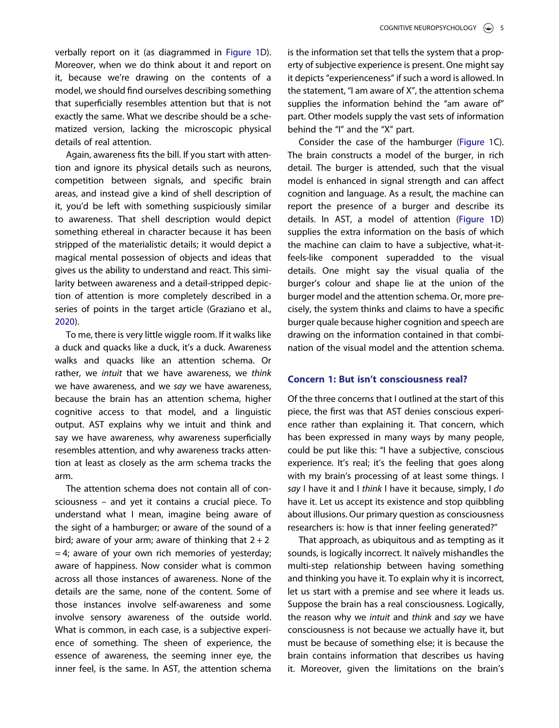verbally report on it (as diagrammed in Figure 1D). Moreover, when we do think about it and report on it, because we're drawing on the contents of a model, we should find ourselves describing something that superficially resembles attention but that is not exactly the same. What we describe should be a schematized version, lacking the microscopic physical details of real attention.

Again, awareness fits the bill. If you start with attention and ignore its physical details such as neurons, competition between signals, and specific brain areas, and instead give a kind of shell description of it, you'd be left with something suspiciously similar to awareness. That shell description would depict something ethereal in character because it has been stripped of the materialistic details; it would depict a magical mental possession of objects and ideas that gives us the ability to understand and react. This similarity between awareness and a detail-stripped depiction of attention is more completely described in a series of points in the target article (Graziano et al., 2020).

To me, there is very little wiggle room. If it walks like a duck and quacks like a duck, it's a duck. Awareness walks and quacks like an attention schema. Or rather, we *intuit* that we have awareness, we *think* we have awareness, and we *say* we have awareness, because the brain has an attention schema, higher cognitive access to that model, and a linguistic output. AST explains why we intuit and think and say we have awareness, why awareness superficially resembles attention, and why awareness tracks attention at least as closely as the arm schema tracks the arm.

The attention schema does not contain all of consciousness – and yet it contains a crucial piece. To understand what I mean, imagine being aware of the sight of a hamburger; or aware of the sound of a bird; aware of your arm; aware of thinking that $2 + 2 = 4$; aware of your own rich memories of yesterday; aware of happiness. Now consider what is common across all those instances of awareness. None of the details are the same, none of the content. Some of those instances involve self-awareness and some involve sensory awareness of the outside world. What is common, in each case, is a subjective experience of something. The sheen of experience, the essence of awareness, the seeming inner eye, the inner feel, is the same. In AST, the attention schema is the information set that tells the system that a property of subjective experience is present. One might say it depicts "experienceness" if such a word is allowed. In the statement, "I am aware of X", the attention schema supplies the information behind the "am aware of" part. Other models supply the vast sets of information behind the "I" and the "X" part.

Consider the case of the hamburger (Figure 1C). The brain constructs a model of the burger, in rich detail. The burger is attended, such that the visual model is enhanced in signal strength and can affect cognition and language. As a result, the machine can report the presence of a burger and describe its details. In AST, a model of attention (Figure 1D) supplies the extra information on the basis of which the machine can claim to have a subjective, what-it-feels-like component superadded to the visual details. One might say the visual qualia of the burger's colour and shape lie at the union of the burger model and the attention schema. Or, more precisely, the system thinks and claims to have a specific burger quale because higher cognition and speech are drawing on the information contained in that combination of the visual model and the attention schema.

## Concern 1: But isn't consciousness real?

Of the three concerns that I outlined at the start of this piece, the first was that AST denies conscious experience rather than explaining it. That concern, which has been expressed in many ways by many people, could be put like this: "I have a subjective, conscious experience. It's real; it's the feeling that goes along with my brain's processing of at least some things. I *say* I have it and I *think* I have it because, simply, I *do* have it. Let us accept its existence and stop quibbling about illusions. Our primary question as consciousness researchers is: how is that inner feeling generated?"

That approach, as ubiquitous and as tempting as it sounds, is logically incorrect. It naïvely mishandles the multi-step relationship between having something and thinking you have it. To explain why it is incorrect, let us start with a premise and see where it leads us. Suppose the brain has a real consciousness. Logically, the reason why we *intuit* and *think* and *say* we have consciousness is not because we actually have it, but must be because of something else; it is because the brain contains information that describes us having it. Moreover, given the limitations on the brain's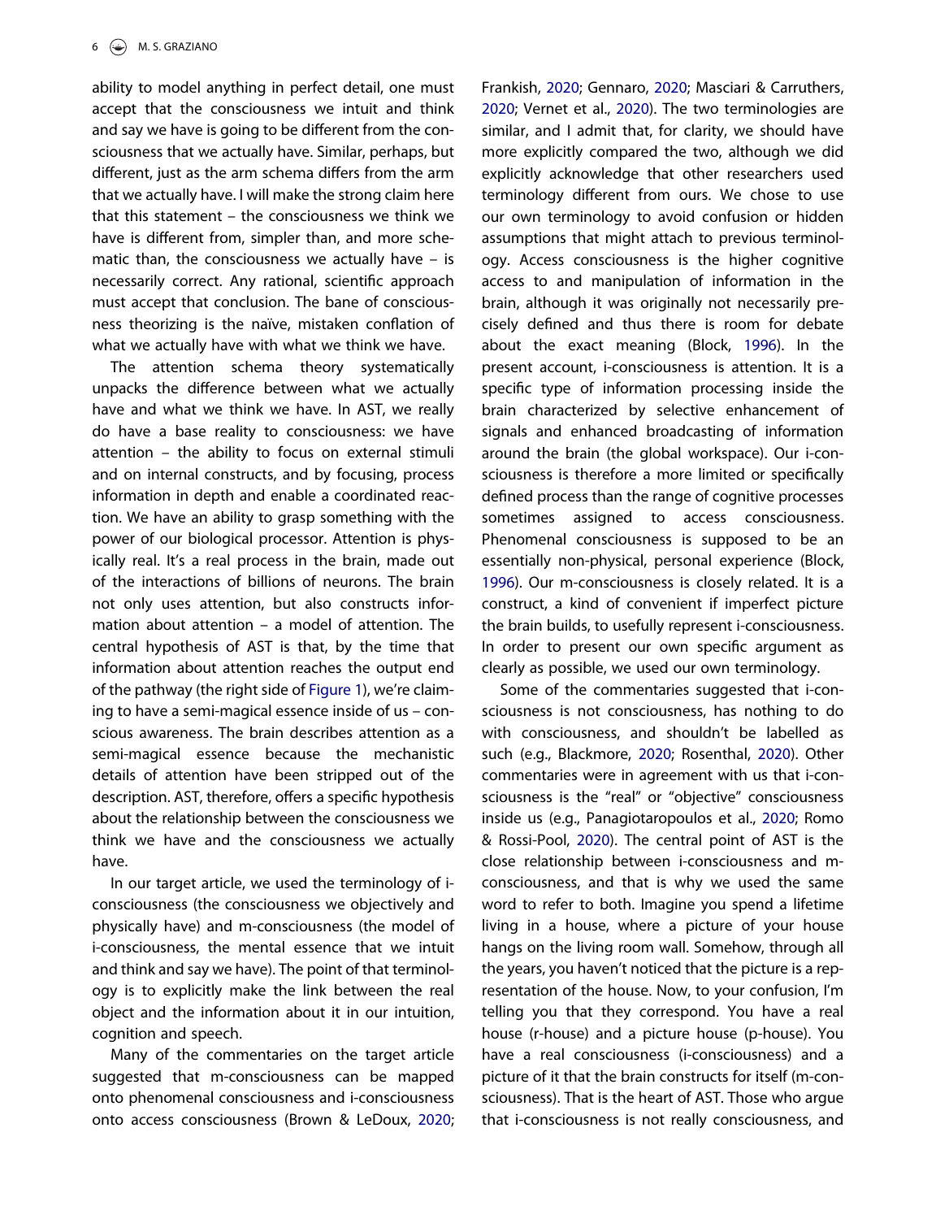ability to model anything in perfect detail, one must accept that the consciousness we intuit and think and say we have is going to be different from the consciousness that we actually have. Similar, perhaps, but different, just as the arm schema differs from the arm that we actually have. I will make the strong claim here that this statement – the consciousness we think we have is different from, simpler than, and more schematic than, the consciousness we actually have – is necessarily correct. Any rational, scientific approach must accept that conclusion. The bane of consciousness theorizing is the naïve, mistaken conflation of what we actually have with what we think we have.

The attention schema theory systematically unpacks the difference between what we actually have and what we think we have. In AST, we really do have a base reality to consciousness: we have attention – the ability to focus on external stimuli and on internal constructs, and by focusing, process information in depth and enable a coordinated reaction. We have an ability to grasp something with the power of our biological processor. Attention is physically real. It's a real process in the brain, made out of the interactions of billions of neurons. The brain not only uses attention, but also constructs information about attention – a model of attention. The central hypothesis of AST is that, by the time that information about attention reaches the output end of the pathway (the right side of Figure 1), we're claiming to have a semi-magical essence inside of us – conscious awareness. The brain describes attention as a semi-magical essence because the mechanistic details of attention have been stripped out of the description. AST, therefore, offers a specific hypothesis about the relationship between the consciousness we think we have and the consciousness we actually have.

In our target article, we used the terminology of i-consciousness (the consciousness we objectively and physically have) and m-consciousness (the model of i-consciousness, the mental essence that we intuit and think and say we have). The point of that terminology is to explicitly make the link between the real object and the information about it in our intuition, cognition and speech.

Many of the commentaries on the target article suggested that m-consciousness can be mapped onto phenomenal consciousness and i-consciousness onto access consciousness (Brown & LeDoux, 2020; Frankish, 2020; Gennaro, 2020; Masciari & Carruthers, 2020; Vernet et al., 2020). The two terminologies are similar, and I admit that, for clarity, we should have more explicitly compared the two, although we did explicitly acknowledge that other researchers used terminology different from ours. We chose to use our own terminology to avoid confusion or hidden assumptions that might attach to previous terminology. Access consciousness is the higher cognitive access to and manipulation of information in the brain, although it was originally not necessarily precisely defined and thus there is room for debate about the exact meaning (Block, 1996). In the present account, i-consciousness is attention. It is a specific type of information processing inside the brain characterized by selective enhancement of signals and enhanced broadcasting of information around the brain (the global workspace). Our i-consciousness is therefore a more limited or specifically defined process than the range of cognitive processes sometimes assigned to access consciousness. Phenomenal consciousness is supposed to be an essentially non-physical, personal experience (Block, 1996). Our m-consciousness is closely related. It is a construct, a kind of convenient if imperfect picture the brain builds, to usefully represent i-consciousness. In order to present our own specific argument as clearly as possible, we used our own terminology.

Some of the commentaries suggested that i-consciousness is not consciousness, has nothing to do with consciousness, and shouldn't be labelled as such (e.g., Blackmore, 2020; Rosenthal, 2020). Other commentaries were in agreement with us that i-consciousness is the "real" or "objective" consciousness inside us (e.g., Panagiotaropoulos et al., 2020; Romo & Rossi-Pool, 2020). The central point of AST is the close relationship between i-consciousness and m-consciousness, and that is why we used the same word to refer to both. Imagine you spend a lifetime living in a house, where a picture of your house hangs on the living room wall. Somehow, through all the years, you haven't noticed that the picture is a representation of the house. Now, to your confusion, I'm telling you that they correspond. You have a real house (r-house) and a picture house (p-house). You have a real consciousness (i-consciousness) and a picture of it that the brain constructs for itself (m-consciousness). That is the heart of AST. Those who argue that i-consciousness is not really consciousness, and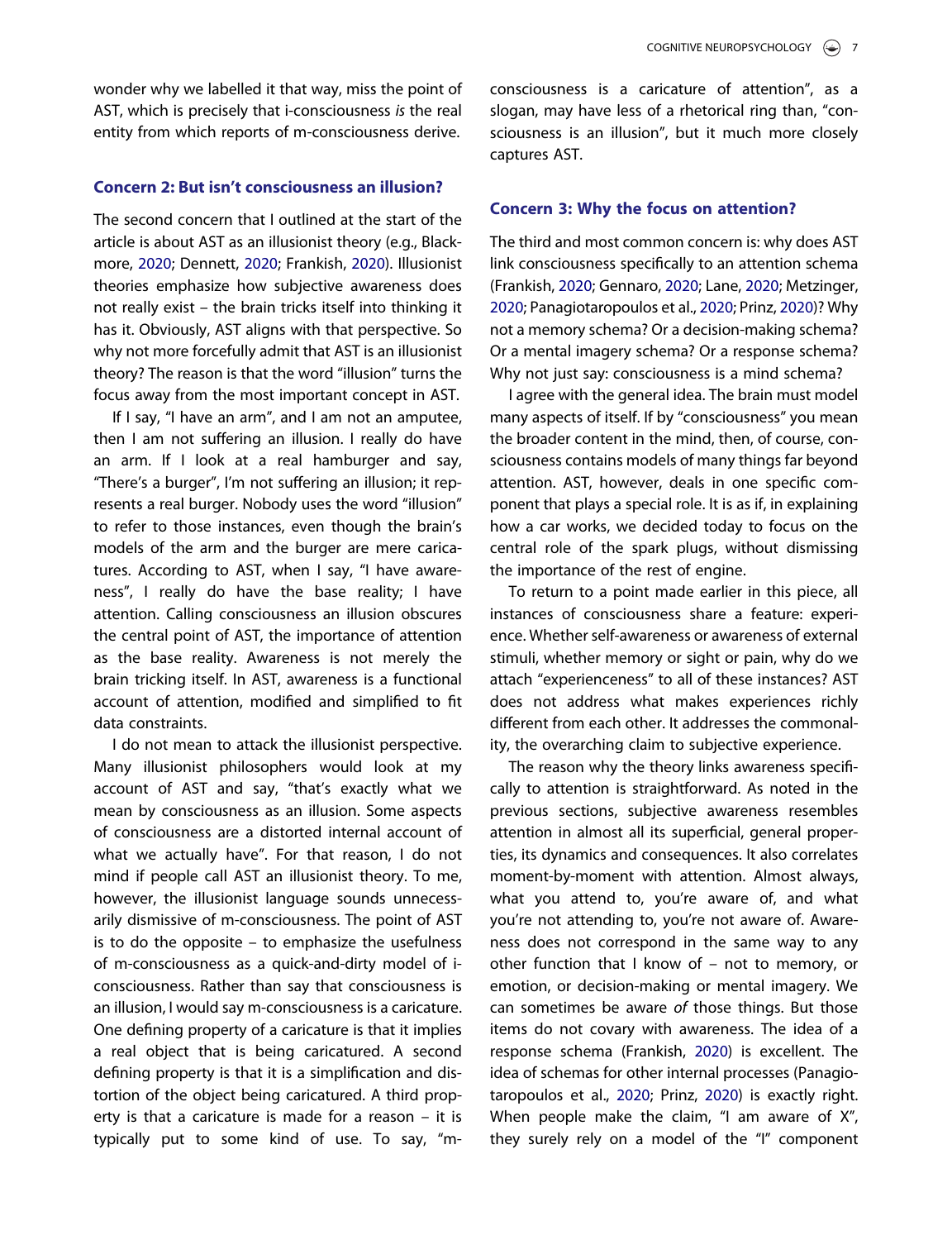wonder why we labelled it that way, miss the point of AST, which is precisely that i-consciousness *is* the real entity from which reports of m-consciousness derive.

## Concern 2: But isn't consciousness an illusion?

The second concern that I outlined at the start of the article is about AST as an illusionist theory (e.g., Blackmore, 2020; Dennett, 2020; Frankish, 2020). Illusionist theories emphasize how subjective awareness does not really exist – the brain tricks itself into thinking it has it. Obviously, AST aligns with that perspective. So why not more forcefully admit that AST is an illusionist theory? The reason is that the word "illusion" turns the focus away from the most important concept in AST.

If I say, "I have an arm", and I am not an amputee, then I am not suffering an illusion. I really do have an arm. If I look at a real hamburger and say, "There's a burger", I'm not suffering an illusion; it represents a real burger. Nobody uses the word "illusion" to refer to those instances, even though the brain's models of the arm and the burger are mere caricatures. According to AST, when I say, "I have awareness", I really do have the base reality; I have attention. Calling consciousness an illusion obscures the central point of AST, the importance of attention as the base reality. Awareness is not merely the brain tricking itself. In AST, awareness is a functional account of attention, modified and simplified to fit data constraints.

I do not mean to attack the illusionist perspective. Many illusionist philosophers would look at my account of AST and say, "that's exactly what we mean by consciousness as an illusion. Some aspects of consciousness are a distorted internal account of what we actually have". For that reason, I do not mind if people call AST an illusionist theory. To me, however, the illusionist language sounds unnecessarily dismissive of m-consciousness. The point of AST is to do the opposite – to emphasize the usefulness of m-consciousness as a quick-and-dirty model of i-consciousness. Rather than say that consciousness is an illusion, I would say m-consciousness is a caricature. One defining property of a caricature is that it implies a real object that is being caricatured. A second defining property is that it is a simplification and distortion of the object being caricatured. A third property is that a caricature is made for a reason – it is typically put to some kind of use. To say, "m-consciousness is a caricature of attention", as a slogan, may have less of a rhetorical ring than, "consciousness is an illusion", but it much more closely captures AST.

## Concern 3: Why the focus on attention?

The third and most common concern is: why does AST link consciousness specifically to an attention schema (Frankish, 2020; Gennaro, 2020; Lane, 2020; Metzinger, 2020; Panagiotaropoulos et al., 2020; Prinz, 2020)? Why not a memory schema? Or a decision-making schema? Or a mental imagery schema? Or a response schema? Why not just say: consciousness is a mind schema?

I agree with the general idea. The brain must model many aspects of itself. If by "consciousness" you mean the broader content in the mind, then, of course, consciousness contains models of many things far beyond attention. AST, however, deals in one specific component that plays a special role. It is as if, in explaining how a car works, we decided today to focus on the central role of the spark plugs, without dismissing the importance of the rest of engine.

To return to a point made earlier in this piece, all instances of consciousness share a feature: experience. Whether self-awareness or awareness of external stimuli, whether memory or sight or pain, why do we attach "experienceness" to all of these instances? AST does not address what makes experiences richly different from each other. It addresses the commonality, the overarching claim to subjective experience.

The reason why the theory links awareness specifically to attention is straightforward. As noted in the previous sections, subjective awareness resembles attention in almost all its superficial, general properties, its dynamics and consequences. It also correlates moment-by-moment with attention. Almost always, what you attend to, you're aware of, and what you're not attending to, you're not aware of. Awareness does not correspond in the same way to any other function that I know of – not to memory, or emotion, or decision-making or mental imagery. We can sometimes be aware *of* those things. But those items do not covary with awareness. The idea of a response schema (Frankish, 2020) is excellent. The idea of schemas for other internal processes (Panagiotaropoulos et al., 2020; Prinz, 2020) is exactly right. When people make the claim, "I am aware of X", they surely rely on a model of the "I" component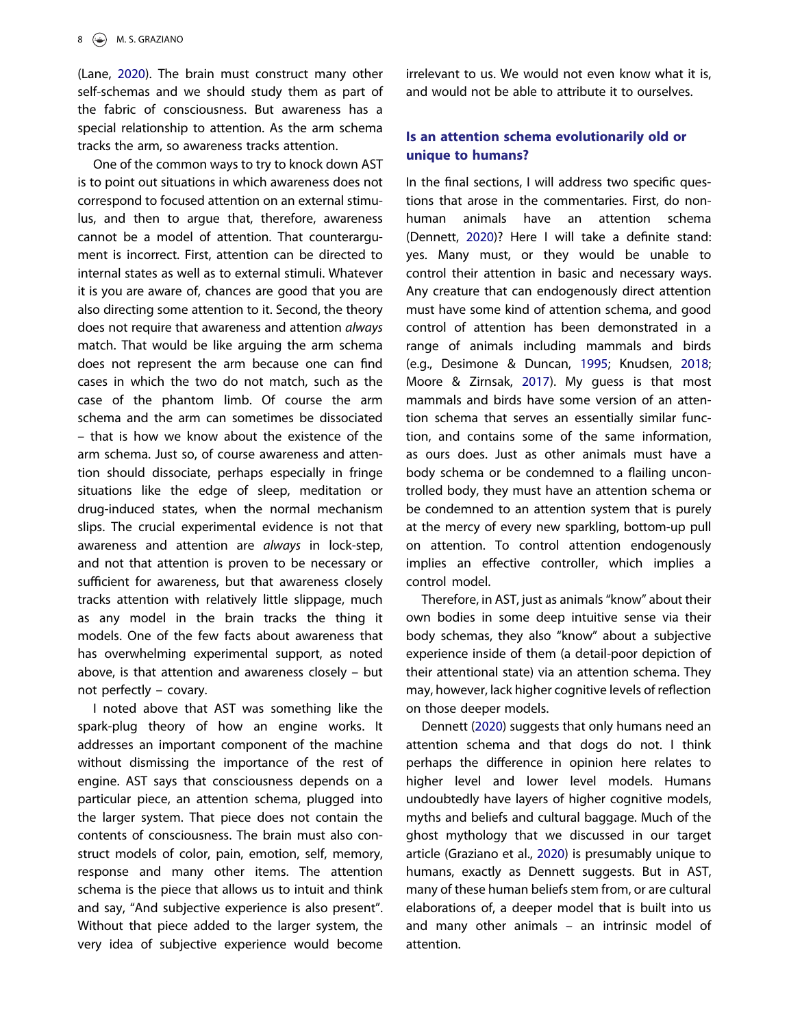(Lane, 2020). The brain must construct many other self-schemas and we should study them as part of the fabric of consciousness. But awareness has a special relationship to attention. As the arm schema tracks the arm, so awareness tracks attention.

One of the common ways to try to knock down AST is to point out situations in which awareness does not correspond to focused attention on an external stimulus, and then to argue that, therefore, awareness cannot be a model of attention. That counterargument is incorrect. First, attention can be directed to internal states as well as to external stimuli. Whatever it is you are aware of, chances are good that you are also directing some attention to it. Second, the theory does not require that awareness and attention *always* match. That would be like arguing the arm schema does not represent the arm because one can find cases in which the two do not match, such as the case of the phantom limb. Of course the arm schema and the arm can sometimes be dissociated – that is how we know about the existence of the arm schema. Just so, of course awareness and attention should dissociate, perhaps especially in fringe situations like the edge of sleep, meditation or drug-induced states, when the normal mechanism slips. The crucial experimental evidence is not that awareness and attention are *always* in lock-step, and not that attention is proven to be necessary or sufficient for awareness, but that awareness closely tracks attention with relatively little slippage, much as any model in the brain tracks the thing it models. One of the few facts about awareness that has overwhelming experimental support, as noted above, is that attention and awareness closely – but not perfectly – covary.

I noted above that AST was something like the spark-plug theory of how an engine works. It addresses an important component of the machine without dismissing the importance of the rest of engine. AST says that consciousness depends on a particular piece, an attention schema, plugged into the larger system. That piece does not contain the contents of consciousness. The brain must also construct models of color, pain, emotion, self, memory, response and many other items. The attention schema is the piece that allows us to intuit and think and say, "And subjective experience is also present". Without that piece added to the larger system, the very idea of subjective experience would become irrelevant to us. We would not even know what it is, and would not be able to attribute it to ourselves.

## Is an attention schema evolutionarily old or unique to humans?

In the final sections, I will address two specific questions that arose in the commentaries. First, do non-human animals have an attention schema (Dennett, 2020)? Here I will take a definite stand: yes. Many must, or they would be unable to control their attention in basic and necessary ways. Any creature that can endogenously direct attention must have some kind of attention schema, and good control of attention has been demonstrated in a range of animals including mammals and birds (e.g., Desimone & Duncan, 1995; Knudsen, 2018; Moore & Zirnsak, 2017). My guess is that most mammals and birds have some version of an attention schema that serves an essentially similar function, and contains some of the same information, as ours does. Just as other animals must have a body schema or be condemned to a flailing uncontrolled body, they must have an attention schema or be condemned to an attention system that is purely at the mercy of every new sparkling, bottom-up pull on attention. To control attention endogenously implies an effective controller, which implies a control model.

Therefore, in AST, just as animals "know" about their own bodies in some deep intuitive sense via their body schemas, they also "know" about a subjective experience inside of them (a detail-poor depiction of their attentional state) via an attention schema. They may, however, lack higher cognitive levels of reflection on those deeper models.

Dennett (2020) suggests that only humans need an attention schema and that dogs do not. I think perhaps the difference in opinion here relates to higher level and lower level models. Humans undoubtedly have layers of higher cognitive models, myths and beliefs and cultural baggage. Much of the ghost mythology that we discussed in our target article (Graziano et al., 2020) is presumably unique to humans, exactly as Dennett suggests. But in AST, many of these human beliefs stem from, or are cultural elaborations of, a deeper model that is built into us and many other animals – an intrinsic model of attention.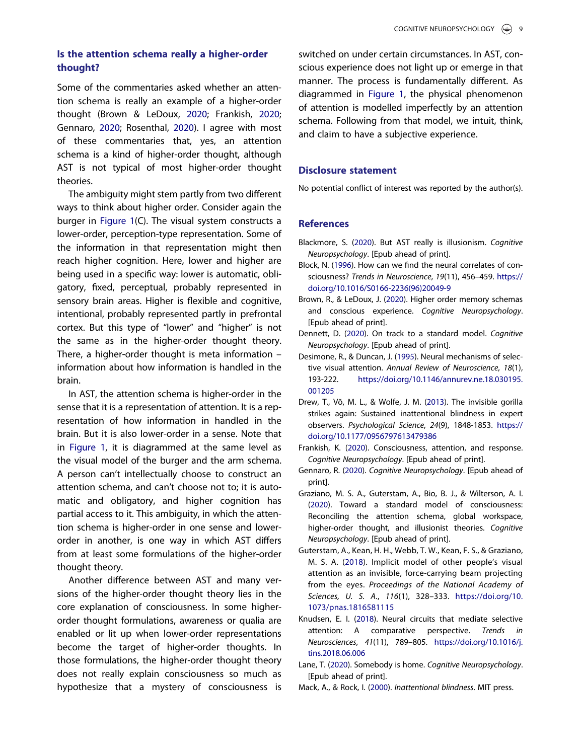## Is the attention schema really a higher-order thought?

Some of the commentaries asked whether an attention schema is really an example of a higher-order thought (Brown & LeDoux, 2020; Frankish, 2020; Gennaro, 2020; Rosenthal, 2020). I agree with most of these commentaries that, yes, an attention schema is a kind of higher-order thought, although AST is not typical of most higher-order thought theories.

The ambiguity might stem partly from two different ways to think about higher order. Consider again the burger in Figure 1(C). The visual system constructs a lower-order, perception-type representation. Some of the information in that representation might then reach higher cognition. Here, lower and higher are being used in a specific way: lower is automatic, obligatory, fixed, perceptual, probably represented in sensory brain areas. Higher is flexible and cognitive, intentional, probably represented partly in prefrontal cortex. But this type of "lower" and "higher" is not the same as in the higher-order thought theory. There, a higher-order thought is meta information – information about how information is handled in the brain.

In AST, the attention schema is higher-order in the sense that it is a representation of attention. It is a representation of how information in handled in the brain. But it is also lower-order in a sense. Note that in Figure 1, it is diagrammed at the same level as the visual model of the burger and the arm schema. A person can't intellectually choose to construct an attention schema, and can't choose not to; it is automatic and obligatory, and higher cognition has partial access to it. This ambiguity, in which the attention schema is higher-order in one sense and lower-order in another, is one way in which AST differs from at least some formulations of the higher-order thought theory.

Another difference between AST and many versions of the higher-order thought theory lies in the core explanation of consciousness. In some higher-order thought formulations, awareness or qualia are enabled or lit up when lower-order representations become the target of higher-order thoughts. In those formulations, the higher-order thought theory does not really explain consciousness so much as hypothesize that a mystery of consciousness is switched on under certain circumstances. In AST, conscious experience does not light up or emerge in that manner. The process is fundamentally different. As diagrammed in Figure 1, the physical phenomenon of attention is modelled imperfectly by an attention schema. Following from that model, we intuit, think, and claim to have a subjective experience.

## Disclosure statement

No potential conflict of interest was reported by the author(s).

## References

Blackmore, S. (2020). But AST really is illusionism. *Cognitive Neuropsychology*. [Epub ahead of print].

Block, N. (1996). How can we find the neural correlates of consciousness? *Trends in Neuroscience*, *19*(11), 456–459. https://doi.org/10.1016/S0166-2236(96)20049-9

Brown, R., & LeDoux, J. (2020). Higher order memory schemas and conscious experience. *Cognitive Neuropsychology*. [Epub ahead of print].

Dennett, D. (2020). On track to a standard model. *Cognitive Neuropsychology*. [Epub ahead of print].

Desimone, R., & Duncan, J. (1995). Neural mechanisms of selective visual attention. *Annual Review of Neuroscience*, *18*(1), 193-222. https://doi.org/10.1146/annurev.ne.18.030195.001205

Drew, T., Võ, M. L., & Wolfe, J. M. (2013). The invisible gorilla strikes again: Sustained inattentional blindness in expert observers. *Psychological Science*, *24*(9), 1848-1853. https://doi.org/10.1177/0956797613479386

Frankish, K. (2020). Consciousness, attention, and response. *Cognitive Neuropsychology*. [Epub ahead of print].

Gennaro, R. (2020). *Cognitive Neuropsychology*. [Epub ahead of print].

Graziano, M. S. A., Guterstam, A., Bio, B. J., & Wilterson, A. I. (2020). Toward a standard model of consciousness: Reconciling the attention schema, global workspace, higher-order thought, and illusionist theories. *Cognitive Neuropsychology*. [Epub ahead of print].

Guterstam, A., Kean, H. H., Webb, T. W., Kean, F. S., & Graziano, M. S. A. (2018). Implicit model of other people's visual attention as an invisible, force-carrying beam projecting from the eyes. *Proceedings of the National Academy of Sciences, U. S. A.*, *116*(1), 328–333. https://doi.org/10.1073/pnas.1816581115

Knudsen, E. I. (2018). Neural circuits that mediate selective attention: A comparative perspective. *Trends in Neurosciences*, *41*(11), 789–805. https://doi.org/10.1016/j.tins.2018.06.006

Lane, T. (2020). Somebody is home. *Cognitive Neuropsychology*. [Epub ahead of print].

Mack, A., & Rock, I. (2000). *Inattentional blindness*. MIT press.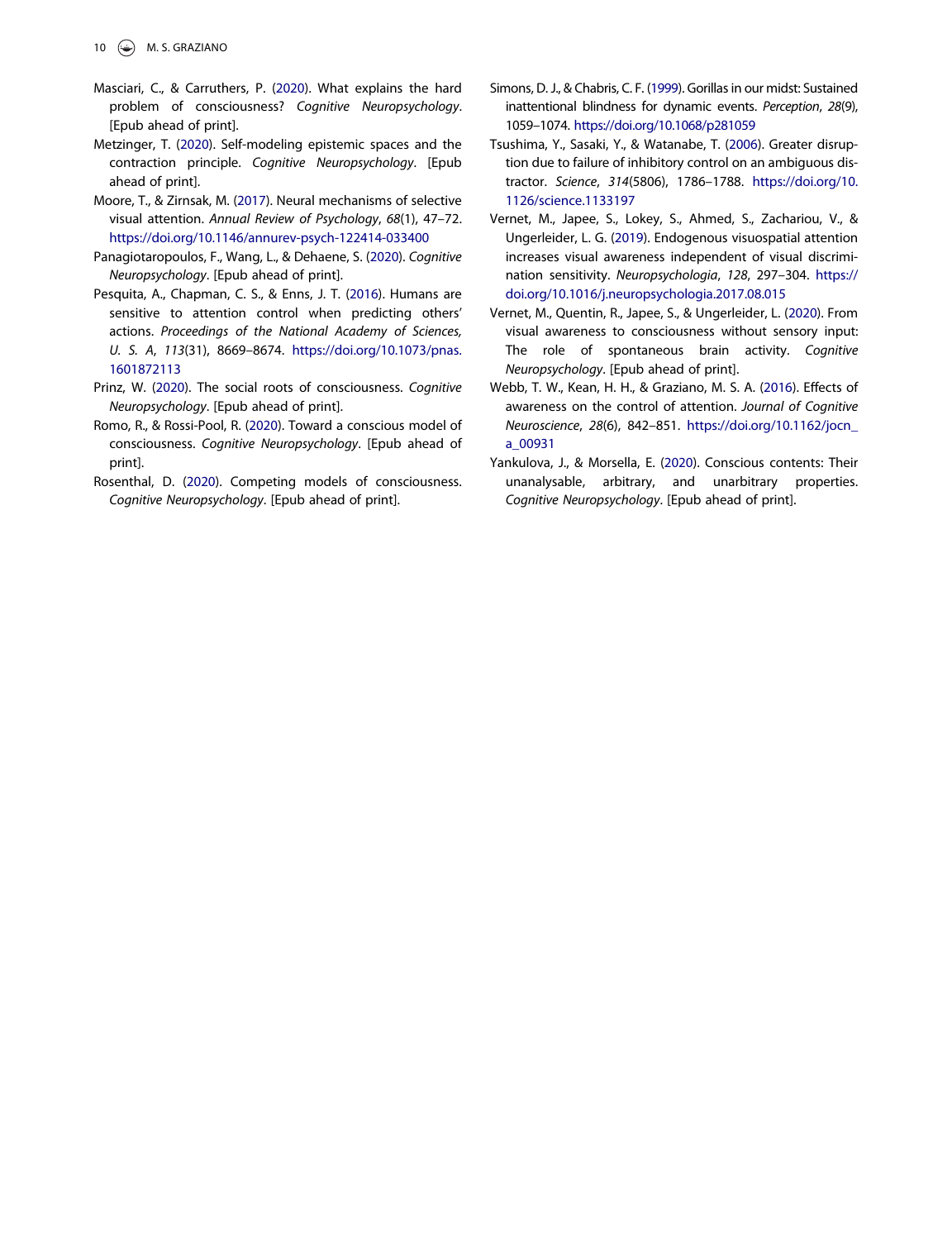Masciari, C., & Carruthers, P. (2020). What explains the hard problem of consciousness? *Cognitive Neuropsychology*. [Epub ahead of print].

Metzinger, T. (2020). Self-modeling epistemic spaces and the contraction principle. *Cognitive Neuropsychology*. [Epub ahead of print].

Moore, T., & Zirnsak, M. (2017). Neural mechanisms of selective visual attention. *Annual Review of Psychology*, *68*(1), 47–72. https://doi.org/10.1146/annurev-psych-122414-033400

Panagiotaropoulos, F., Wang, L., & Dehaene, S. (2020). *Cognitive Neuropsychology*. [Epub ahead of print].

Pesquita, A., Chapman, C. S., & Enns, J. T. (2016). Humans are sensitive to attention control when predicting others' actions. *Proceedings of the National Academy of Sciences, U. S. A*, *113*(31), 8669–8674. https://doi.org/10.1073/pnas.1601872113

Prinz, W. (2020). The social roots of consciousness. *Cognitive Neuropsychology*. [Epub ahead of print].

Romo, R., & Rossi-Pool, R. (2020). Toward a conscious model of consciousness. *Cognitive Neuropsychology*. [Epub ahead of print].

Rosenthal, D. (2020). Competing models of consciousness. *Cognitive Neuropsychology*. [Epub ahead of print].

Simons, D. J., & Chabris, C. F. (1999). Gorillas in our midst: Sustained inattentional blindness for dynamic events. *Perception*, *28*(9), 1059–1074. https://doi.org/10.1068/p281059

Tsushima, Y., Sasaki, Y., & Watanabe, T. (2006). Greater disruption due to failure of inhibitory control on an ambiguous distractor. *Science*, *314*(5806), 1786–1788. https://doi.org/10.1126/science.1133197

Vernet, M., Japee, S., Lokey, S., Ahmed, S., Zachariou, V., & Ungerleider, L. G. (2019). Endogenous visuospatial attention increases visual awareness independent of visual discrimination sensitivity. *Neuropsychologia*, *128*, 297–304. https://doi.org/10.1016/j.neuropsychologia.2017.08.015

Vernet, M., Quentin, R., Japee, S., & Ungerleider, L. (2020). From visual awareness to consciousness without sensory input: The role of spontaneous brain activity. *Cognitive Neuropsychology*. [Epub ahead of print].

Webb, T. W., Kean, H. H., & Graziano, M. S. A. (2016). Effects of awareness on the control of attention. *Journal of Cognitive Neuroscience*, *28*(6), 842–851. https://doi.org/10.1162/jocn_a_00931

Yankulova, J., & Morsella, E. (2020). Conscious contents: Their unanalysable, arbitrary, and unarbitrary properties. *Cognitive Neuropsychology*. [Epub ahead of print].